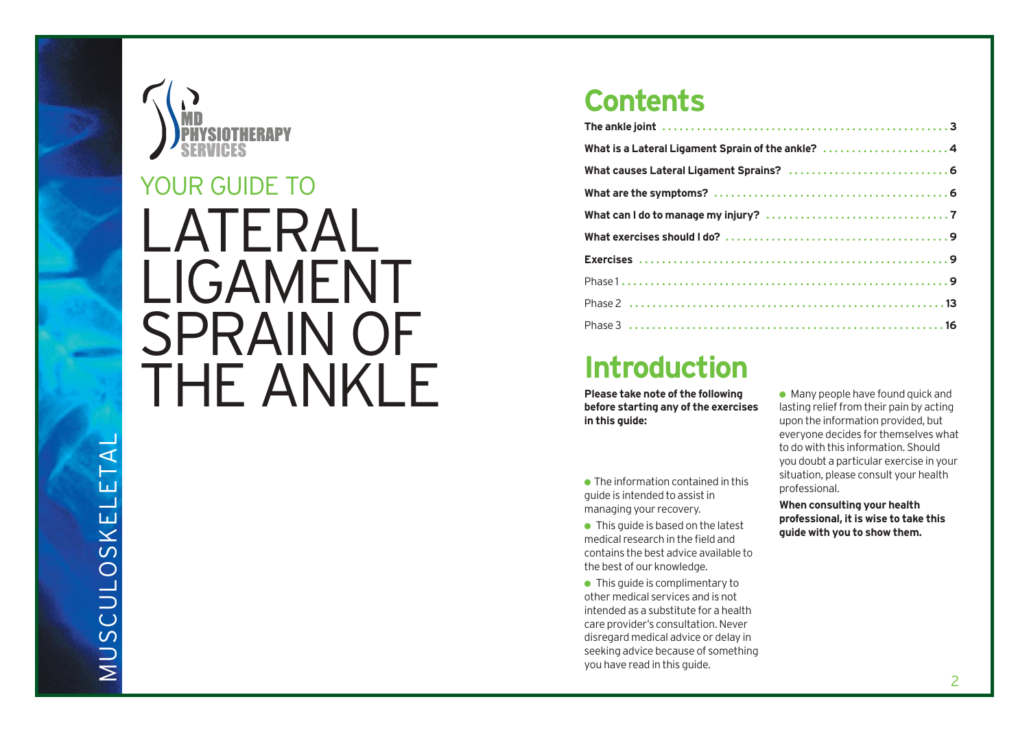MD PHYSIOTHERAPY SERVICES

YOUR GUIDE TO

# LATERAL LIGAMENT SPRAIN OF THE ANKLE

MUSCULOSKELETAL

## Contents

| | |
|---|---|
| **The ankle joint** | **3** |
| **What is a Lateral Ligament Sprain of the ankle?** | **4** |
| **What causes Lateral Ligament Sprains?** | **6** |
| **What are the symptoms?** | **6** |
| **What can I do to manage my injury?** | **7** |
| **What exercises should I do?** | **9** |
| **Exercises** | **9** |
| Phase 1 | **9** |
| Phase 2 | **13** |
| Phase 3 | **16** |

## Introduction

**Please take note of the following before starting any of the exercises in this guide:**

- The information contained in this guide is intended to assist in managing your recovery.
- This guide is based on the latest medical research in the field and contains the best advice available to the best of our knowledge.
- This guide is complimentary to other medical services and is not intended as a substitute for a health care provider's consultation. Never disregard medical advice or delay in seeking advice because of something you have read in this guide.
- Many people have found quick and lasting relief from their pain by acting upon the information provided, but everyone decides for themselves what to do with this information. Should you doubt a particular exercise in your situation, please consult your health professional.

**When consulting your health professional, it is wise to take this guide with you to show them.**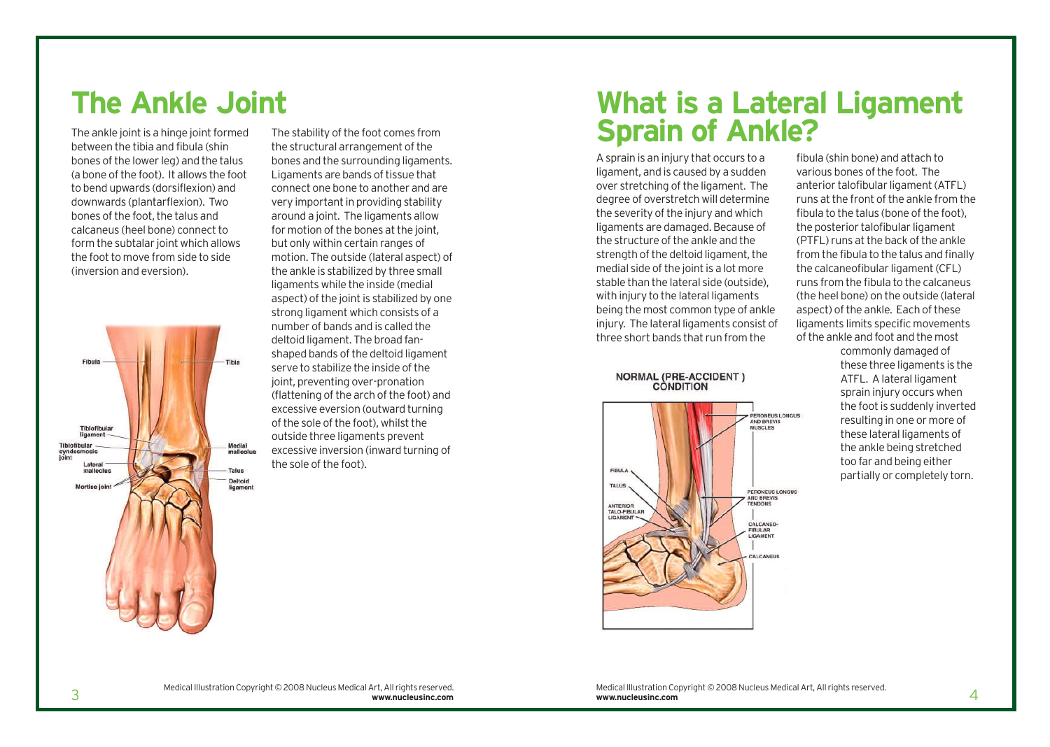# The Ankle Joint

The ankle joint is a hinge joint formed between the tibia and fibula (shin bones of the lower leg) and the talus (a bone of the foot). It allows the foot to bend upwards (dorsiflexion) and downwards (plantarflexion). Two bones of the foot, the talus and calcaneus (heel bone) connect to form the subtalar joint which allows the foot to move from side to side (inversion and eversion).

The stability of the foot comes from the structural arrangement of the bones and the surrounding ligaments. Ligaments are bands of tissue that connect one bone to another and are very important in providing stability around a joint. The ligaments allow for motion of the bones at the joint, but only within certain ranges of motion. The outside (lateral aspect) of the ankle is stabilized by three small ligaments while the inside (medial aspect) of the joint is stabilized by one strong ligament which consists of a number of bands and is called the deltoid ligament. The broad fan-shaped bands of the deltoid ligament serve to stabilize the inside of the joint, preventing over-pronation (flattening of the arch of the foot) and excessive eversion (outward turning of the sole of the foot), whilst the outside three ligaments prevent excessive inversion (inward turning of the sole of the foot).

Medical Illustration Copyright © 2008 Nucleus Medical Art, All rights reserved. **www.nucleusinc.com**

# What is a Lateral Ligament Sprain of Ankle?

A sprain is an injury that occurs to a ligament, and is caused by a sudden over stretching of the ligament. The degree of overstretch will determine the severity of the injury and which ligaments are damaged. Because of the structure of the ankle and the strength of the deltoid ligament, the medial side of the joint is a lot more stable than the lateral side (outside), with injury to the lateral ligaments being the most common type of ankle injury. The lateral ligaments consist of three short bands that run from the fibula (shin bone) and attach to various bones of the foot. The anterior talofibular ligament (ATFL) runs at the front of the ankle from the fibula to the talus (bone of the foot), the posterior talofibular ligament (PTFL) runs at the back of the ankle from the fibula to the talus and finally the calcaneofibular ligament (CFL) runs from the fibula to the calcaneus (the heel bone) on the outside (lateral aspect) of the ankle. Each of these ligaments limits specific movements of the ankle and foot and the most commonly damaged of these three ligaments is the ATFL. A lateral ligament sprain injury occurs when the foot is suddenly inverted resulting in one or more of these lateral ligaments of the ankle being stretched too far and being either partially or completely torn.

Medical Illustration Copyright © 2008 Nucleus Medical Art, All rights reserved. **www.nucleusinc.com**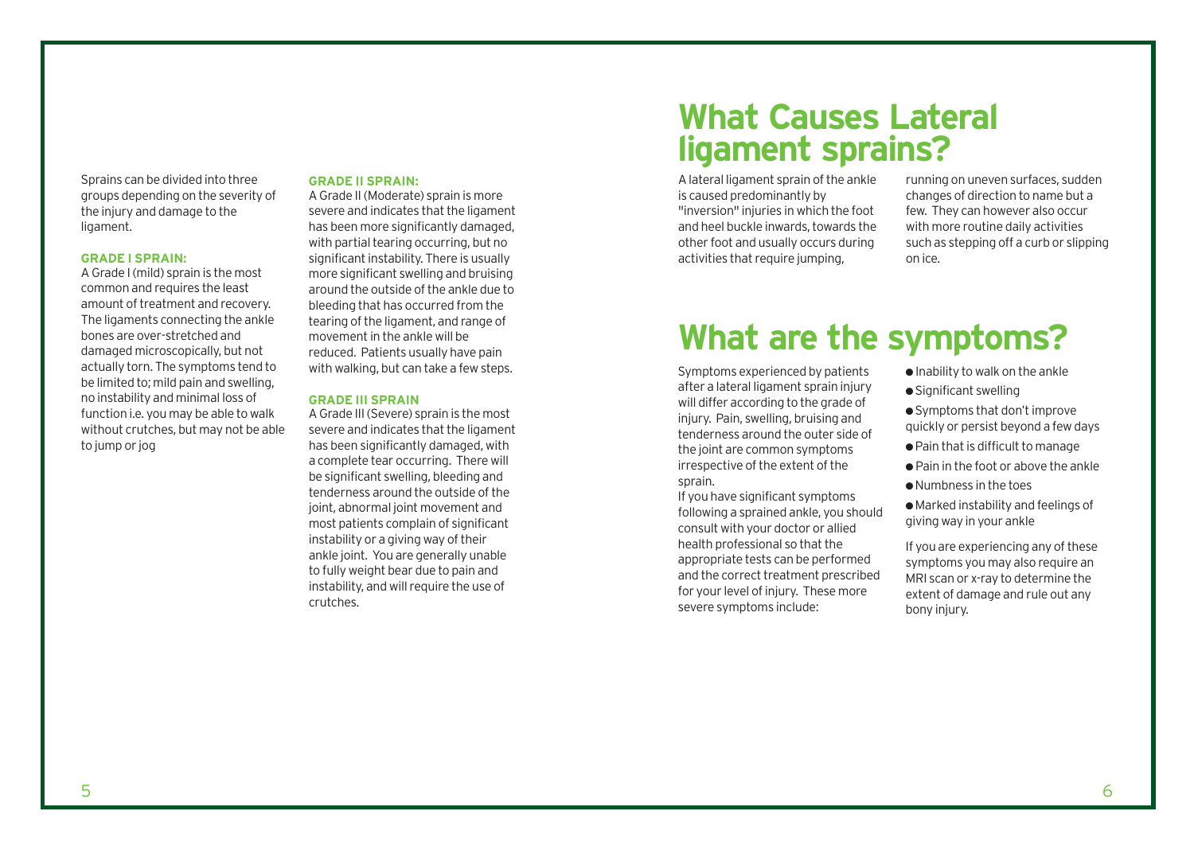Sprains can be divided into three groups depending on the severity of the injury and damage to the ligament.

**GRADE I SPRAIN:**

A Grade I (mild) sprain is the most common and requires the least amount of treatment and recovery. The ligaments connecting the ankle bones are over-stretched and damaged microscopically, but not actually torn. The symptoms tend to be limited to; mild pain and swelling, no instability and minimal loss of function i.e. you may be able to walk without crutches, but may not be able to jump or jog

**GRADE II SPRAIN:**

A Grade II (Moderate) sprain is more severe and indicates that the ligament has been more significantly damaged, with partial tearing occurring, but no significant instability. There is usually more significant swelling and bruising around the outside of the ankle due to bleeding that has occurred from the tearing of the ligament, and range of movement in the ankle will be reduced. Patients usually have pain with walking, but can take a few steps.

**GRADE III SPRAIN**

A Grade III (Severe) sprain is the most severe and indicates that the ligament has been significantly damaged, with a complete tear occurring. There will be significant swelling, bleeding and tenderness around the outside of the joint, abnormal joint movement and most patients complain of significant instability or a giving way of their ankle joint. You are generally unable to fully weight bear due to pain and instability, and will require the use of crutches.

# What Causes Lateral ligament sprains?

A lateral ligament sprain of the ankle is caused predominantly by "inversion" injuries in which the foot and heel buckle inwards, towards the other foot and usually occurs during activities that require jumping, running on uneven surfaces, sudden changes of direction to name but a few. They can however also occur with more routine daily activities such as stepping off a curb or slipping on ice.

# What are the symptoms?

Symptoms experienced by patients after a lateral ligament sprain injury will differ according to the grade of injury. Pain, swelling, bruising and tenderness around the outer side of the joint are common symptoms irrespective of the extent of the sprain.

If you have significant symptoms following a sprained ankle, you should consult with your doctor or allied health professional so that the appropriate tests can be performed and the correct treatment prescribed for your level of injury. These more severe symptoms include:

- Inability to walk on the ankle
- Significant swelling
- Symptoms that don't improve quickly or persist beyond a few days
- Pain that is difficult to manage
- Pain in the foot or above the ankle
- Numbness in the toes
- Marked instability and feelings of giving way in your ankle

If you are experiencing any of these symptoms you may also require an MRI scan or x-ray to determine the extent of damage and rule out any bony injury.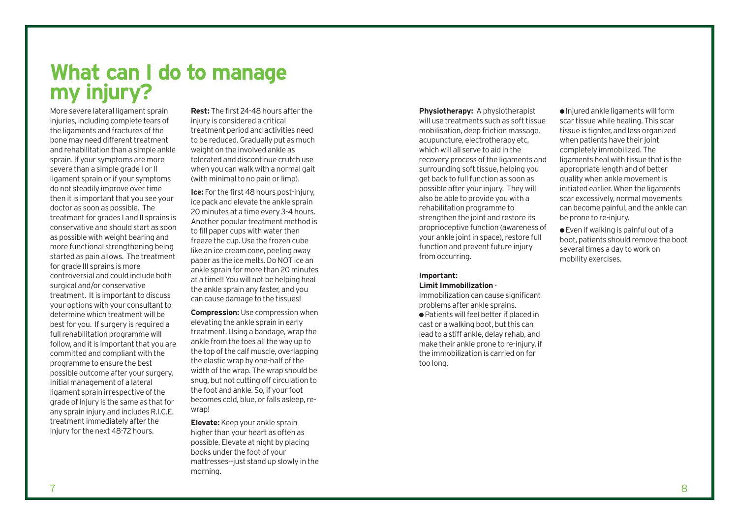# What can I do to manage my injury?

More severe lateral ligament sprain injuries, including complete tears of the ligaments and fractures of the bone may need different treatment and rehabilitation than a simple ankle sprain. If your symptoms are more severe than a simple grade I or II ligament sprain or if your symptoms do not steadily improve over time then it is important that you see your doctor as soon as possible. The treatment for grades I and II sprains is conservative and should start as soon as possible with weight bearing and more functional strengthening being started as pain allows. The treatment for grade III sprains is more controversial and could include both surgical and/or conservative treatment. It is important to discuss your options with your consultant to determine which treatment will be best for you. If surgery is required a full rehabilitation programme will follow, and it is important that you are committed and compliant with the programme to ensure the best possible outcome after your surgery. Initial management of a lateral ligament sprain irrespective of the grade of injury is the same as that for any sprain injury and includes R.I.C.E. treatment immediately after the injury for the next 48-72 hours.

**Rest:** The first 24-48 hours after the injury is considered a critical treatment period and activities need to be reduced. Gradually put as much weight on the involved ankle as tolerated and discontinue crutch use when you can walk with a normal gait (with minimal to no pain or limp).

**Ice:** For the first 48 hours post-injury, ice pack and elevate the ankle sprain 20 minutes at a time every 3-4 hours. Another popular treatment method is to fill paper cups with water then freeze the cup. Use the frozen cube like an ice cream cone, peeling away paper as the ice melts. Do NOT ice an ankle sprain for more than 20 minutes at a time!! You will not be helping heal the ankle sprain any faster, and you can cause damage to the tissues!

**Compression:** Use compression when elevating the ankle sprain in early treatment. Using a bandage, wrap the ankle from the toes all the way up to the top of the calf muscle, overlapping the elastic wrap by one-half of the width of the wrap. The wrap should be snug, but not cutting off circulation to the foot and ankle. So, if your foot becomes cold, blue, or falls asleep, re-wrap!

**Elevate:** Keep your ankle sprain higher than your heart as often as possible. Elevate at night by placing books under the foot of your mattresses--just stand up slowly in the morning.

**Physiotherapy:** A physiotherapist will use treatments such as soft tissue mobilisation, deep friction massage, acupuncture, electrotherapy etc, which will all serve to aid in the recovery process of the ligaments and surrounding soft tissue, helping you get back to full function as soon as possible after your injury. They will also be able to provide you with a rehabilitation programme to strengthen the joint and restore its proprioceptive function (awareness of your ankle joint in space), restore full function and prevent future injury from occurring.

**Important:**
**Limit Immobilization** -
Immobilization can cause significant problems after ankle sprains.

- Patients will feel better if placed in cast or a walking boot, but this can lead to a stiff ankle, delay rehab, and make their ankle prone to re-injury, if the immobilization is carried on for too long.
- Injured ankle ligaments will form scar tissue while healing. This scar tissue is tighter, and less organized when patients have their joint completely immobilized. The ligaments heal with tissue that is the appropriate length and of better quality when ankle movement is initiated earlier. When the ligaments scar excessively, normal movements can become painful, and the ankle can be prone to re-injury.
- Even if walking is painful out of a boot, patients should remove the boot several times a day to work on mobility exercises.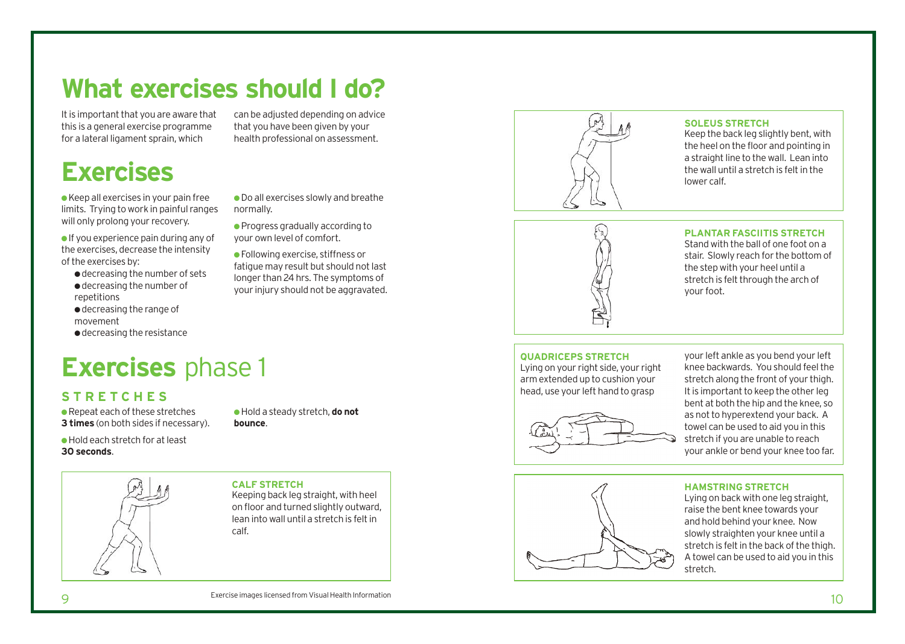# What exercises should I do?

It is important that you are aware that this is a general exercise programme for a lateral ligament sprain, which can be adjusted depending on advice that you have been given by your health professional on assessment.

# Exercises

- Keep all exercises in your pain free limits. Trying to work in painful ranges will only prolong your recovery.
- If you experience pain during any of the exercises, decrease the intensity of the exercises by:
  - decreasing the number of sets
  - decreasing the number of repetitions
  - decreasing the range of movement
  - decreasing the resistance
- Do all exercises slowly and breathe normally.
- Progress gradually according to your own level of comfort.
- Following exercise, stiffness or fatigue may result but should not last longer than 24 hrs. The symptoms of your injury should not be aggravated.

# **Exercises** phase 1

## STRETCHES

- Repeat each of these stretches **3 times** (on both sides if necessary).
- Hold each stretch for at least **30 seconds**.
- Hold a steady stretch, **do not bounce**.

### CALF STRETCH

Keeping back leg straight, with heel on floor and turned slightly outward, lean into wall until a stretch is felt in calf.

Exercise images licensed from Visual Health Information

### SOLEUS STRETCH

Keep the back leg slightly bent, with the heel on the floor and pointing in a straight line to the wall. Lean into the wall until a stretch is felt in the lower calf.

### PLANTAR FASCIITIS STRETCH

Stand with the ball of one foot on a stair. Slowly reach for the bottom of the step with your heel until a stretch is felt through the arch of your foot.

### QUADRICEPS STRETCH

Lying on your right side, your right arm extended up to cushion your head, use your left hand to grasp your left ankle as you bend your left knee backwards. You should feel the stretch along the front of your thigh. It is important to keep the other leg bent at both the hip and the knee, so as not to hyperextend your back. A towel can be used to aid you in this stretch if you are unable to reach your ankle or bend your knee too far.

### HAMSTRING STRETCH

Lying on back with one leg straight, raise the bent knee towards your and hold behind your knee. Now slowly straighten your knee until a stretch is felt in the back of the thigh. A towel can be used to aid you in this stretch.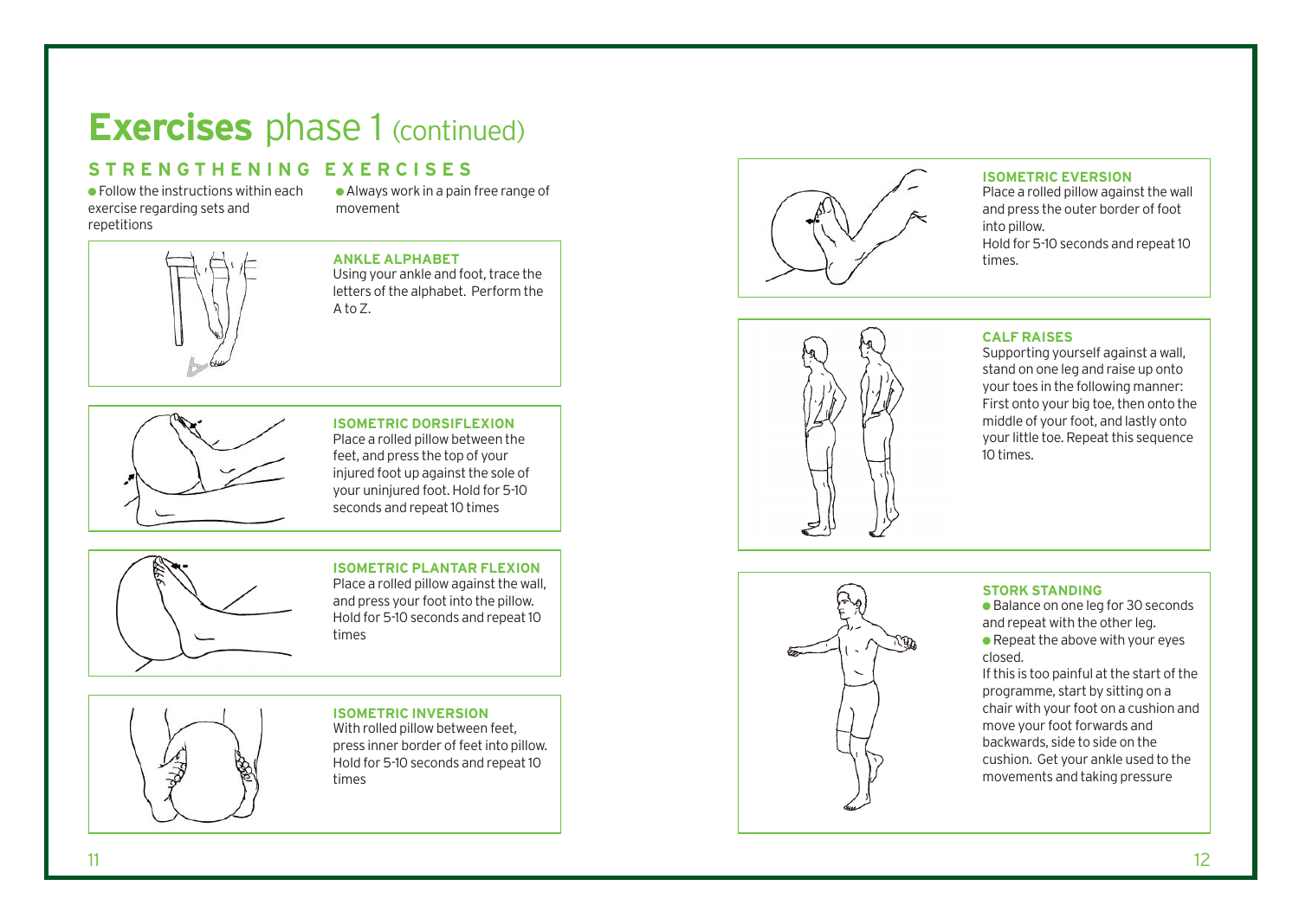# Exercises phase 1 (continued)

## STRENGTHENING EXERCISES

- Follow the instructions within each exercise regarding sets and repetitions
- Always work in a pain free range of movement

### ANKLE ALPHABET

Using your ankle and foot, trace the letters of the alphabet. Perform the A to Z.

### ISOMETRIC DORSIFLEXION

Place a rolled pillow between the feet, and press the top of your injured foot up against the sole of your uninjured foot. Hold for 5-10 seconds and repeat 10 times

### ISOMETRIC PLANTAR FLEXION

Place a rolled pillow against the wall, and press your foot into the pillow. Hold for 5-10 seconds and repeat 10 times

### ISOMETRIC INVERSION

With rolled pillow between feet, press inner border of feet into pillow. Hold for 5-10 seconds and repeat 10 times

### ISOMETRIC EVERSION

Place a rolled pillow against the wall and press the outer border of foot into pillow.
Hold for 5-10 seconds and repeat 10 times.

### CALF RAISES

Supporting yourself against a wall, stand on one leg and raise up onto your toes in the following manner: First onto your big toe, then onto the middle of your foot, and lastly onto your little toe. Repeat this sequence 10 times.

### STORK STANDING

- Balance on one leg for 30 seconds and repeat with the other leg.
- Repeat the above with your eyes closed.

If this is too painful at the start of the programme, start by sitting on a chair with your foot on a cushion and move your foot forwards and backwards, side to side on the cushion. Get your ankle used to the movements and taking pressure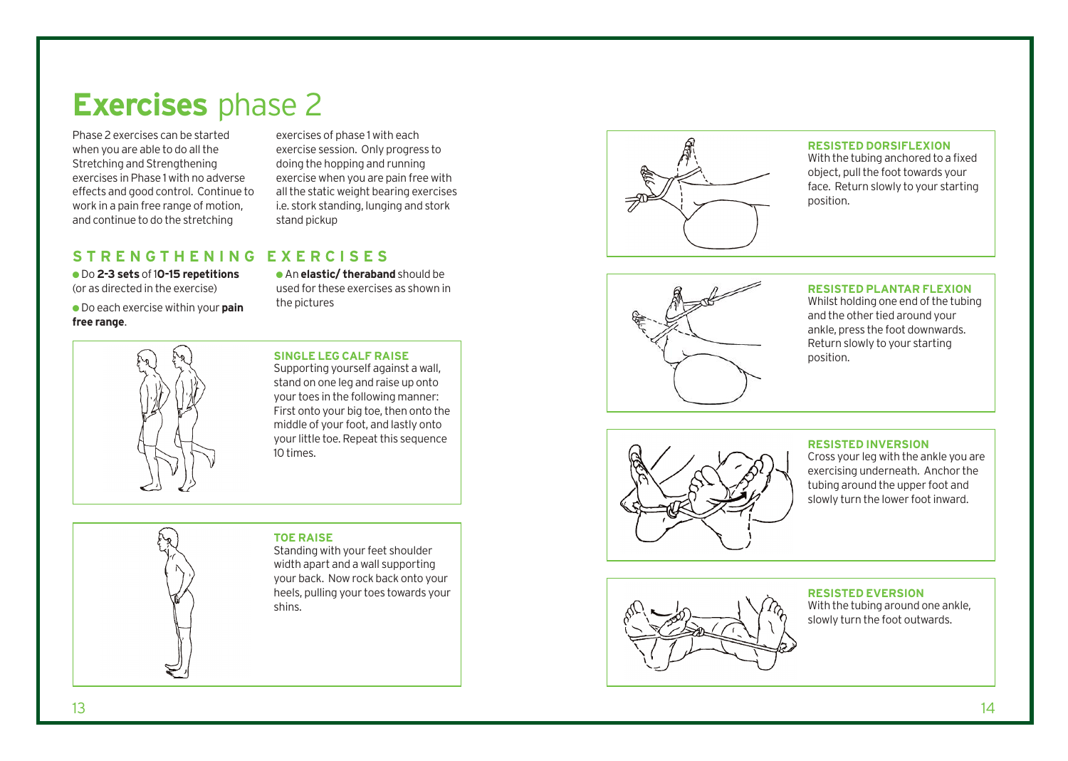# **Exercises** phase 2

Phase 2 exercises can be started when you are able to do all the Stretching and Strengthening exercises in Phase 1 with no adverse effects and good control. Continue to work in a pain free range of motion, and continue to do the stretching exercises of phase 1 with each exercise session. Only progress to doing the hopping and running exercise when you are pain free with all the static weight bearing exercises i.e. stork standing, lunging and stork stand pickup

## STRENGTHENING EXERCISES

- Do **2-3 sets** of 1**0-15 repetitions** (or as directed in the exercise)
- Do each exercise within your **pain free range**.
- An **elastic/ theraband** should be used for these exercises as shown in the pictures

### SINGLE LEG CALF RAISE

Supporting yourself against a wall, stand on one leg and raise up onto your toes in the following manner: First onto your big toe, then onto the middle of your foot, and lastly onto your little toe. Repeat this sequence 10 times.

### TOE RAISE

Standing with your feet shoulder width apart and a wall supporting your back. Now rock back onto your heels, pulling your toes towards your shins.

### RESISTED DORSIFLEXION

With the tubing anchored to a fixed object, pull the foot towards your face. Return slowly to your starting position.

### RESISTED PLANTAR FLEXION

Whilst holding one end of the tubing and the other tied around your ankle, press the foot downwards. Return slowly to your starting position.

### RESISTED INVERSION

Cross your leg with the ankle you are exercising underneath. Anchor the tubing around the upper foot and slowly turn the lower foot inward.

### RESISTED EVERSION

With the tubing around one ankle, slowly turn the foot outwards.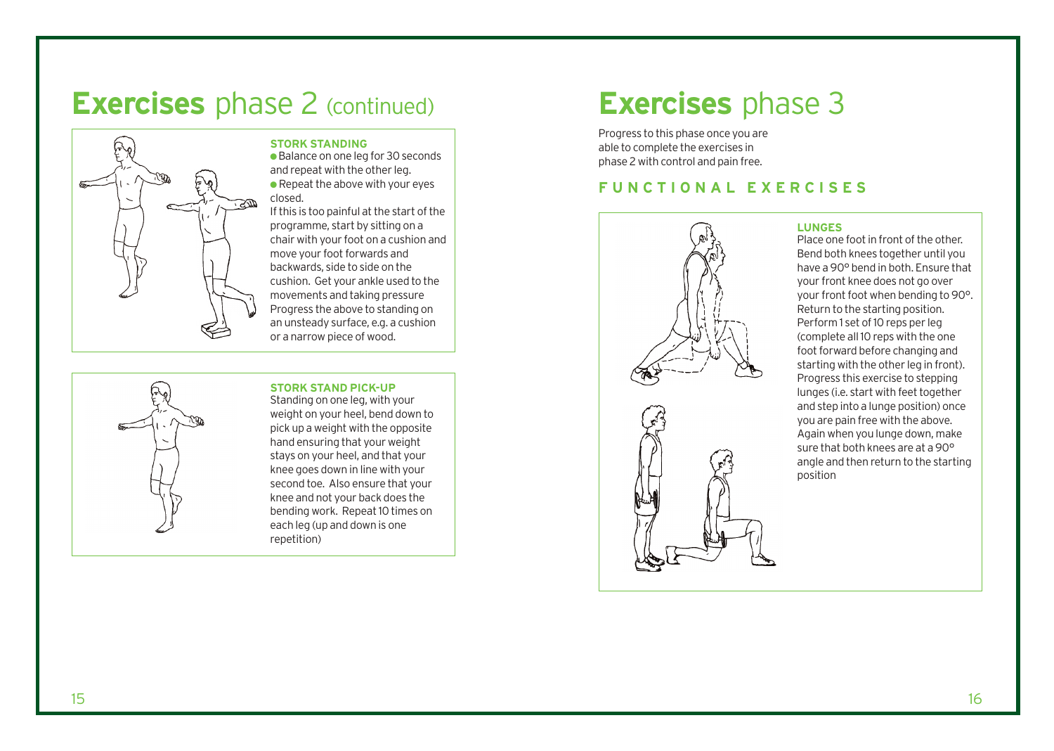# **Exercises** phase 2 (continued)

### STORK STANDING

- Balance on one leg for 30 seconds and repeat with the other leg.
- Repeat the above with your eyes closed.

If this is too painful at the start of the programme, start by sitting on a chair with your foot on a cushion and move your foot forwards and backwards, side to side on the cushion. Get your ankle used to the movements and taking pressure Progress the above to standing on an unsteady surface, e.g. a cushion or a narrow piece of wood.

### STORK STAND PICK-UP

Standing on one leg, with your weight on your heel, bend down to pick up a weight with the opposite hand ensuring that your weight stays on your heel, and that your knee goes down in line with your second toe. Also ensure that your knee and not your back does the bending work. Repeat 10 times on each leg (up and down is one repetition)

# **Exercises** phase 3

Progress to this phase once you are able to complete the exercises in phase 2 with control and pain free.

## FUNCTIONAL EXERCISES

### LUNGES

Place one foot in front of the other. Bend both knees together until you have a 90° bend in both. Ensure that your front knee does not go over your front foot when bending to 90°. Return to the starting position. Perform 1 set of 10 reps per leg (complete all 10 reps with the one foot forward before changing and starting with the other leg in front). Progress this exercise to stepping lunges (i.e. start with feet together and step into a lunge position) once you are pain free with the above. Again when you lunge down, make sure that both knees are at a 90° angle and then return to the starting position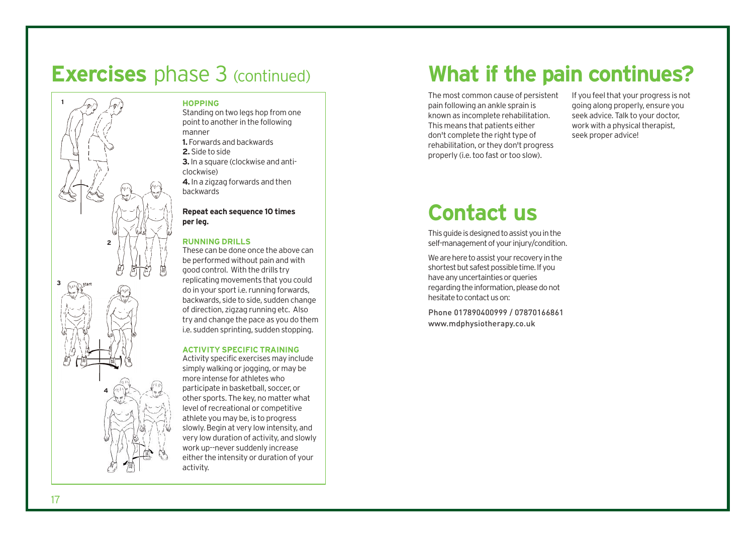# **Exercises** phase 3 (continued)

### HOPPING

Standing on two legs hop from one point to another in the following manner

**1.** Forwards and backwards
**2.** Side to side
**3.** In a square (clockwise and anti-clockwise)
**4.** In a zigzag forwards and then backwards

**Repeat each sequence 10 times per leg.**

### RUNNING DRILLS

These can be done once the above can be performed without pain and with good control. With the drills try replicating movements that you could do in your sport i.e. running forwards, backwards, side to side, sudden change of direction, zigzag running etc. Also try and change the pace as you do them i.e. sudden sprinting, sudden stopping.

### ACTIVITY SPECIFIC TRAINING

Activity specific exercises may include simply walking or jogging, or may be more intense for athletes who participate in basketball, soccer, or other sports. The key, no matter what level of recreational or competitive athlete you may be, is to progress slowly. Begin at very low intensity, and very low duration of activity, and slowly work up--never suddenly increase either the intensity or duration of your activity.

# What if the pain continues?

The most common cause of persistent pain following an ankle sprain is known as incomplete rehabilitation. This means that patients either don't complete the right type of rehabilitation, or they don't progress properly (i.e. too fast or too slow).

If you feel that your progress is not going along properly, ensure you seek advice. Talk to your doctor, work with a physical therapist, seek proper advice!

# Contact us

This guide is designed to assist you in the self-management of your injury/condition.

We are here to assist your recovery in the shortest but safest possible time. If you have any uncertainties or queries regarding the information, please do not hesitate to contact us on:

Phone 017890400999 / 07870166861
www.mdphysiotherapy.co.uk